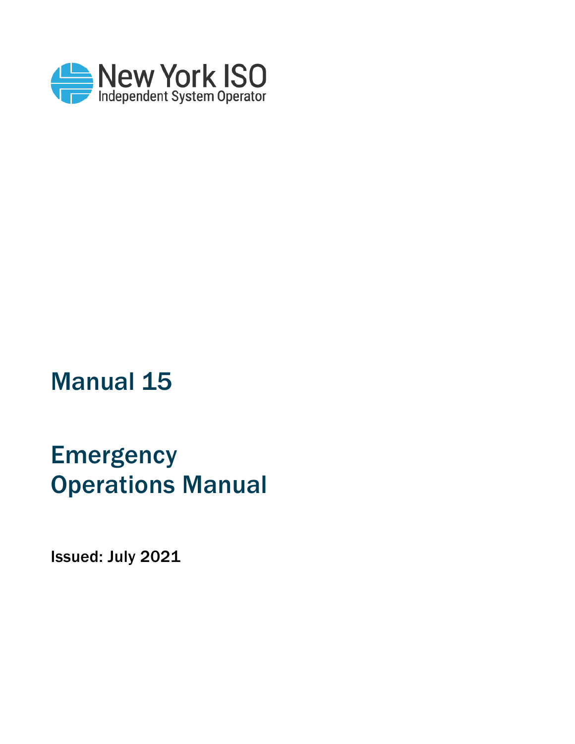New York ISO
Independent System Operator

# Manual 15

# Emergency Operations Manual

**Issued: July 2021**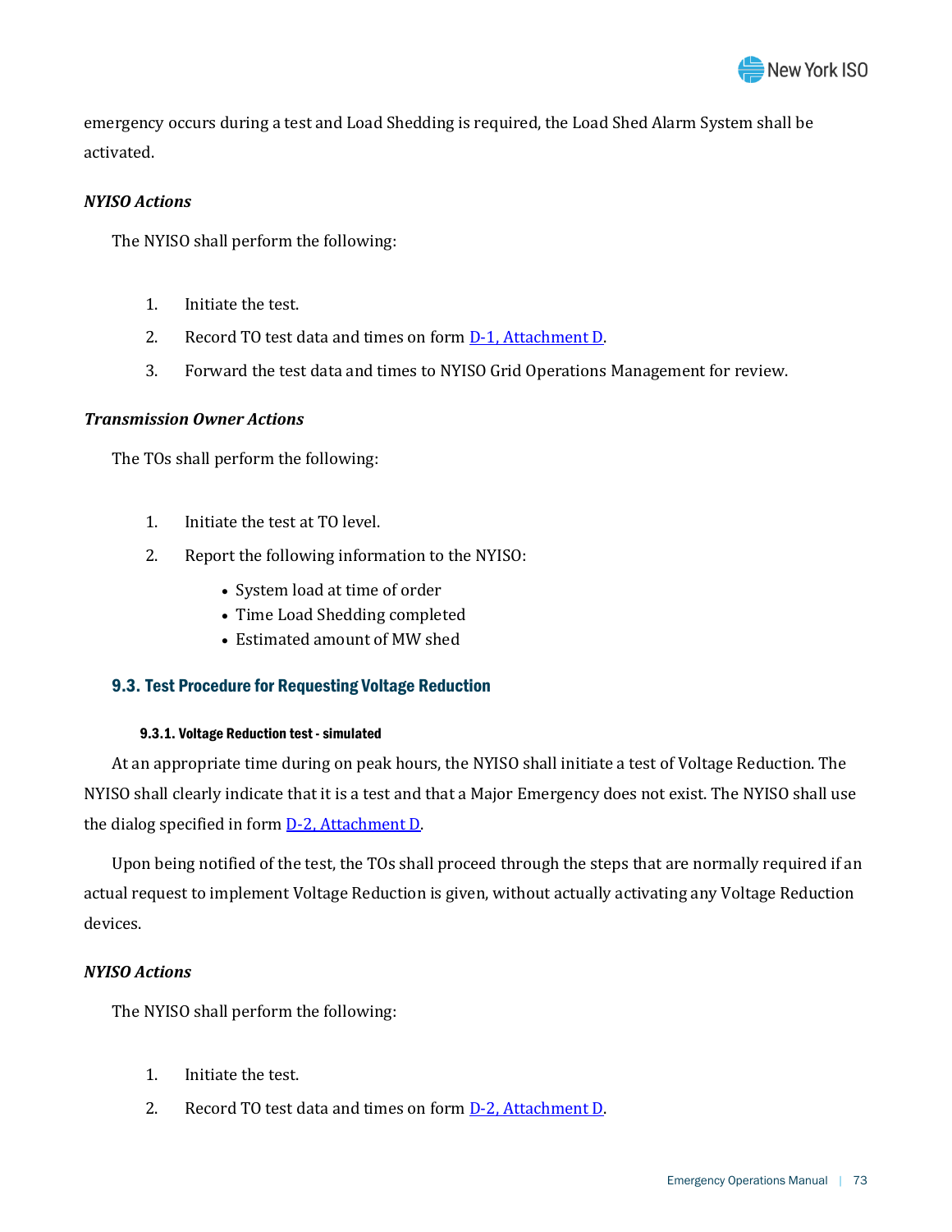emergency occurs during a test and Load Shedding is required, the Load Shed Alarm System shall be activated.

***NYISO Actions***

The NYISO shall perform the following:

1. Initiate the test.
2. Record TO test data and times on form D-1, Attachment D.
3. Forward the test data and times to NYISO Grid Operations Management for review.

***Transmission Owner Actions***

The TOs shall perform the following:

1. Initiate the test at TO level.
2. Report the following information to the NYISO:
   - System load at time of order
   - Time Load Shedding completed
   - Estimated amount of MW shed

## 9.3. Test Procedure for Requesting Voltage Reduction

### 9.3.1. Voltage Reduction test - simulated

At an appropriate time during on peak hours, the NYISO shall initiate a test of Voltage Reduction. The NYISO shall clearly indicate that it is a test and that a Major Emergency does not exist. The NYISO shall use the dialog specified in form D-2, Attachment D.

Upon being notified of the test, the TOs shall proceed through the steps that are normally required if an actual request to implement Voltage Reduction is given, without actually activating any Voltage Reduction devices.

***NYISO Actions***

The NYISO shall perform the following:

1. Initiate the test.
2. Record TO test data and times on form D-2, Attachment D.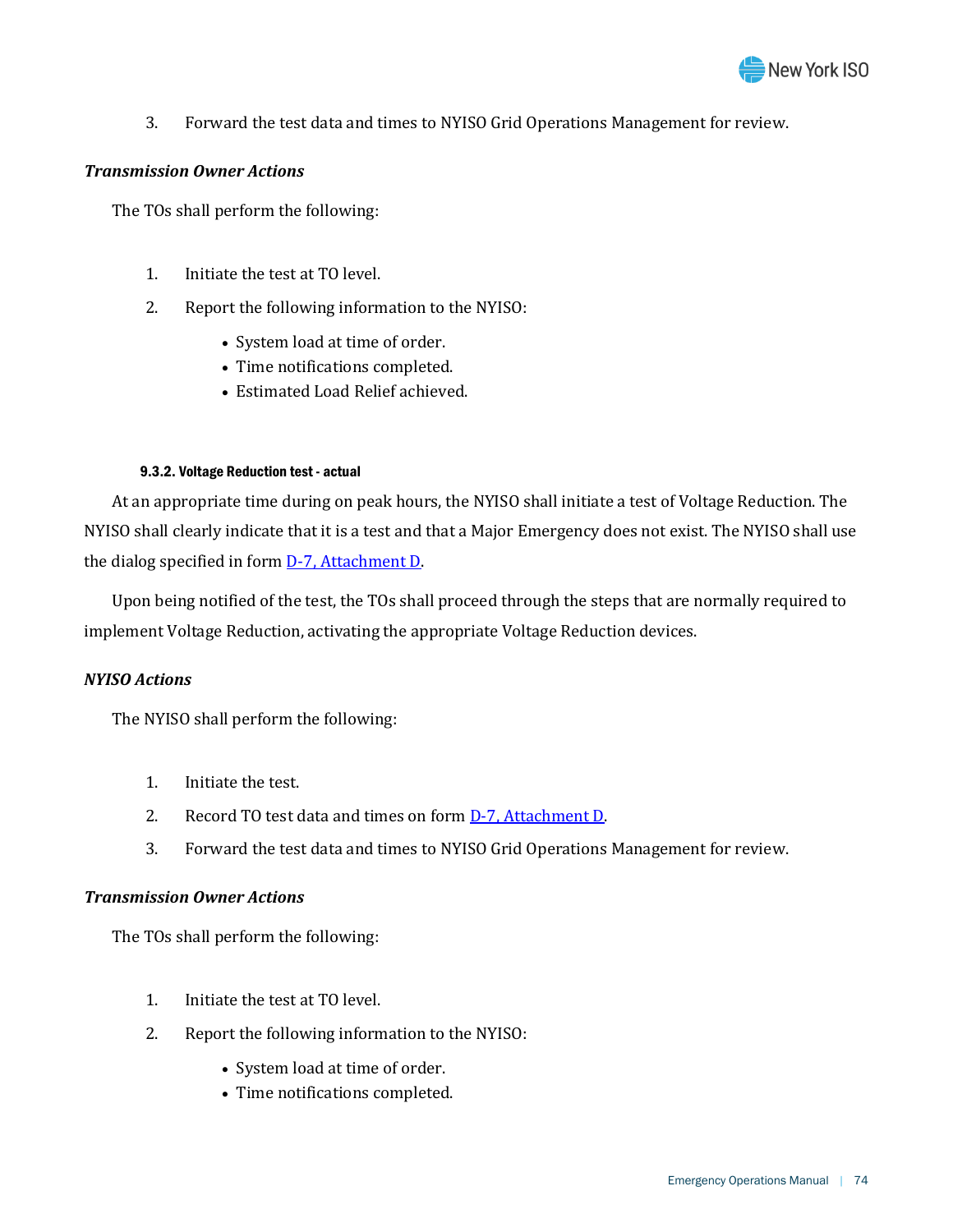3. Forward the test data and times to NYISO Grid Operations Management for review.

***Transmission Owner Actions***

The TOs shall perform the following:

1. Initiate the test at TO level.
2. Report the following information to the NYISO:
    - System load at time of order.
    - Time notifications completed.
    - Estimated Load Relief achieved.

#### 9.3.2. Voltage Reduction test - actual

At an appropriate time during on peak hours, the NYISO shall initiate a test of Voltage Reduction. The NYISO shall clearly indicate that it is a test and that a Major Emergency does not exist. The NYISO shall use the dialog specified in form D-7, Attachment D.

Upon being notified of the test, the TOs shall proceed through the steps that are normally required to implement Voltage Reduction, activating the appropriate Voltage Reduction devices.

***NYISO Actions***

The NYISO shall perform the following:

1. Initiate the test.
2. Record TO test data and times on form D-7, Attachment D.
3. Forward the test data and times to NYISO Grid Operations Management for review.

***Transmission Owner Actions***

The TOs shall perform the following:

1. Initiate the test at TO level.
2. Report the following information to the NYISO:
    - System load at time of order.
    - Time notifications completed.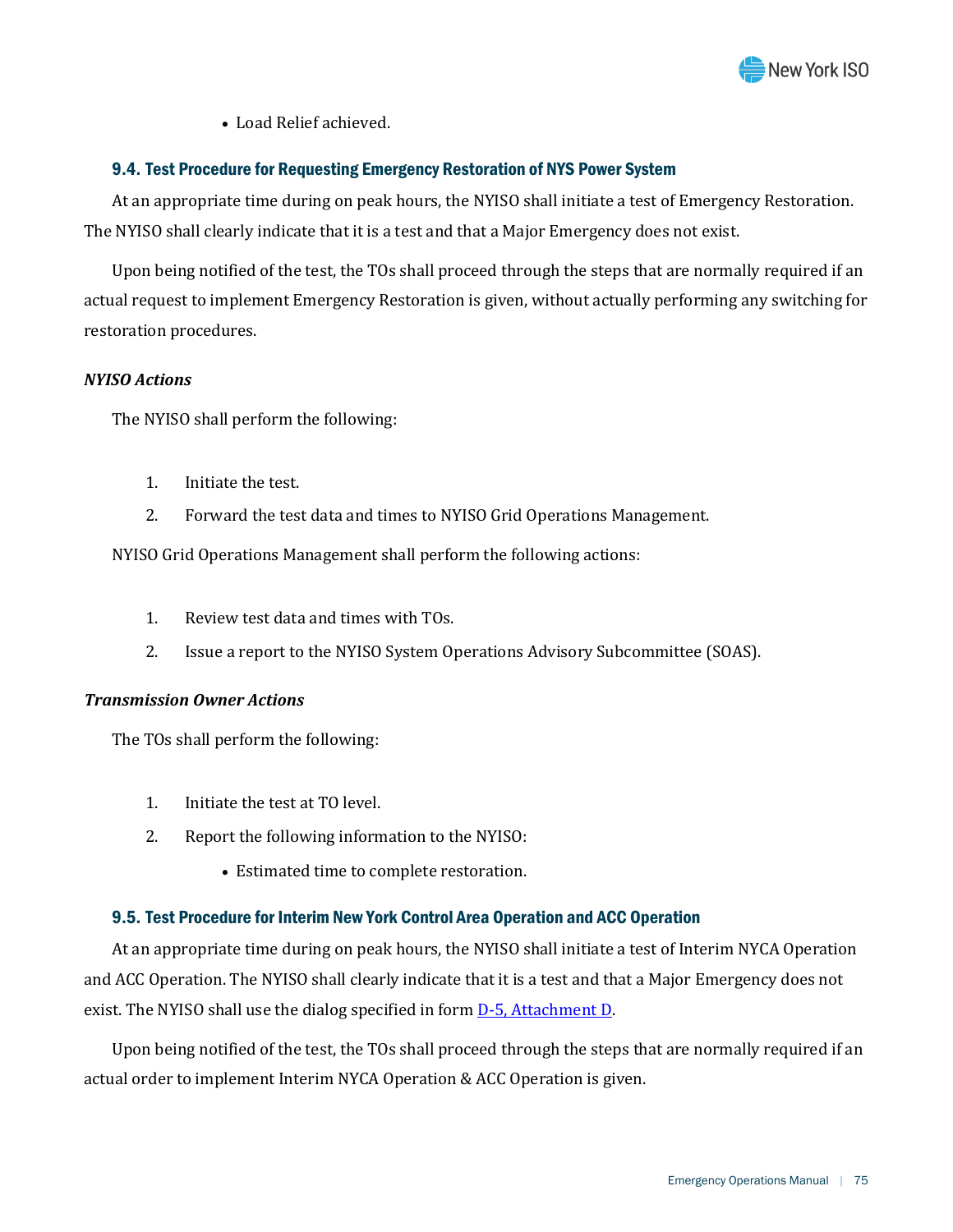- Load Relief achieved.

### 9.4. Test Procedure for Requesting Emergency Restoration of NYS Power System

At an appropriate time during on peak hours, the NYISO shall initiate a test of Emergency Restoration. The NYISO shall clearly indicate that it is a test and that a Major Emergency does not exist.

Upon being notified of the test, the TOs shall proceed through the steps that are normally required if an actual request to implement Emergency Restoration is given, without actually performing any switching for restoration procedures.

#### *NYISO Actions*

The NYISO shall perform the following:

1. Initiate the test.
2. Forward the test data and times to NYISO Grid Operations Management.

NYISO Grid Operations Management shall perform the following actions:

1. Review test data and times with TOs.
2. Issue a report to the NYISO System Operations Advisory Subcommittee (SOAS).

#### *Transmission Owner Actions*

The TOs shall perform the following:

1. Initiate the test at TO level.
2. Report the following information to the NYISO:
    - Estimated time to complete restoration.

### 9.5. Test Procedure for Interim New York Control Area Operation and ACC Operation

At an appropriate time during on peak hours, the NYISO shall initiate a test of Interim NYCA Operation and ACC Operation. The NYISO shall clearly indicate that it is a test and that a Major Emergency does not exist. The NYISO shall use the dialog specified in form D-5, Attachment D.

Upon being notified of the test, the TOs shall proceed through the steps that are normally required if an actual order to implement Interim NYCA Operation & ACC Operation is given.